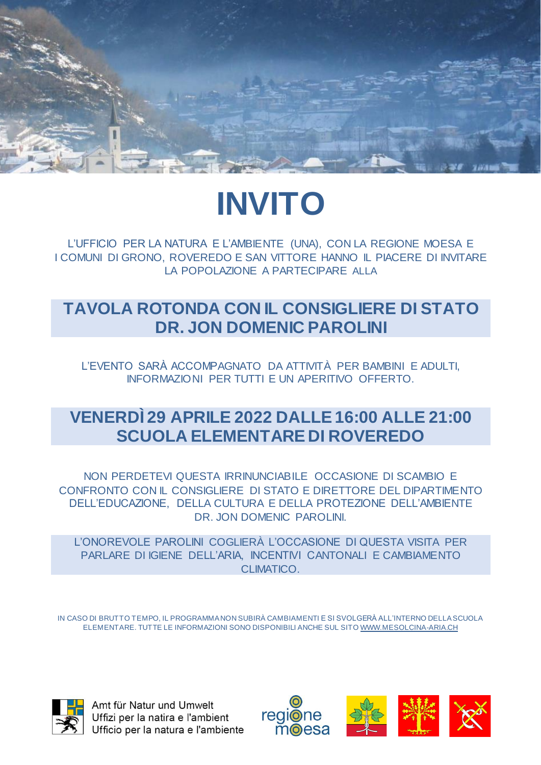# INVITO

L'UFFICIO PER LA NATURA E L'AMBIENTE (UNA), CON LA REGIONE MOESA E I COMUNI DI GRONO, ROVEREDO E SAN VITTORE HANNO IL PIACERE DI INVITARE LA POPOLAZIONE A PARTECIPARE ALLA

## TAVOLA ROTONDA CON IL CONSIGLIERE DI STATO DR. JON DOMENIC PAROLINI

L'EVENTO SARÀ ACCOMPAGNATO DA ATTIVITÀ PER BAMBINI E ADULTI, INFORMAZIONI PER TUTTI E UN APERITIVO OFFERTO.

## VENERDÌ 29 APRILE 2022 DALLE 16:00 ALLE 21:00 SCUOLA ELEMENTARE DI ROVEREDO

NON PERDETEVI QUESTA IRRINUNCIABILE OCCASIONE DI SCAMBIO E CONFRONTO CON IL CONSIGLIERE DI STATO E DIRETTORE DEL DIPARTIMENTO DELL'EDUCAZIONE, DELLA CULTURA E DELLA PROTEZIONE DELL'AMBIENTE DR. JON DOMENIC PAROLINI.

L'ONOREVOLE PAROLINI COGLIERÀ L'OCCASIONE DI QUESTA VISITA PER PARLARE DI IGIENE DELL'ARIA, INCENTIVI CANTONALI E CAMBIAMENTO CLIMATICO.

IN CASO DI BRUTTO TEMPO, IL PROGRAMMA NON SUBIRÀ CAMBIAMENTI E SI SVOLGERÀ ALL'INTERNO DELLA SCUOLA ELEMENTARE. TUTTE LE INFORMAZIONI SONO DISPONIBILI ANCHE SUL SITO WWW.MESOLCINA-ARIA.CH

Amt für Natur und Umwelt
Uffizi per la natira e l'ambient
Ufficio per la natura e l'ambiente

regione moesa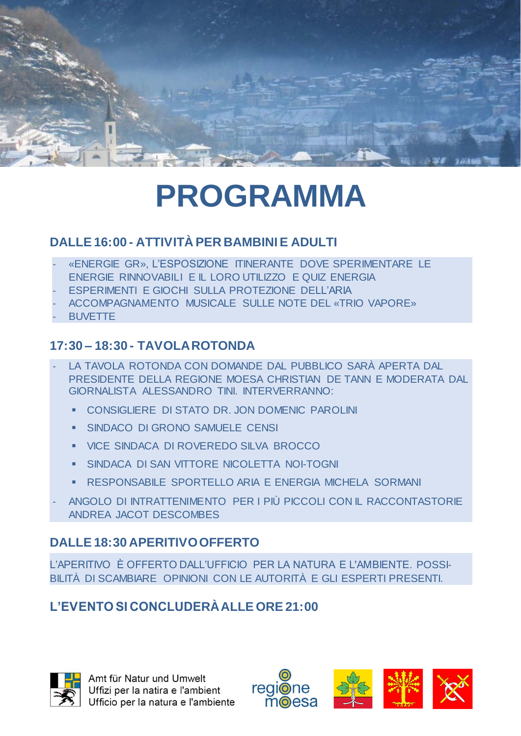# PROGRAMMA

## DALLE 16:00 - ATTIVITÀ PER BAMBINI E ADULTI

- «ENERGIE GR», L'ESPOSIZIONE ITINERANTE DOVE SPERIMENTARE LE ENERGIE RINNOVABILI E IL LORO UTILIZZO E QUIZ ENERGIA
- ESPERIMENTI E GIOCHI SULLA PROTEZIONE DELL'ARIA
- ACCOMPAGNAMENTO MUSICALE SULLE NOTE DEL «TRIO VAPORE»
- BUVETTE

## 17:30 – 18:30 - TAVOLA ROTONDA

- LA TAVOLA ROTONDA CON DOMANDE DAL PUBBLICO SARÀ APERTA DAL PRESIDENTE DELLA REGIONE MOESA CHRISTIAN DE TANN E MODERATA DAL GIORNALISTA ALESSANDRO TINI. INTERVERRANNO:
  - CONSIGLIERE DI STATO DR. JON DOMENIC PAROLINI
  - SINDACO DI GRONO SAMUELE CENSI
  - VICE SINDACA DI ROVEREDO SILVA BROCCO
  - SINDACA DI SAN VITTORE NICOLETTA NOI-TOGNI
  - RESPONSABILE SPORTELLO ARIA E ENERGIA MICHELA SORMANI
- ANGOLO DI INTRATTENIMENTO PER I PIÙ PICCOLI CON IL RACCONTASTORIE ANDREA JACOT DESCOMBES

## DALLE 18:30 APERITIVO OFFERTO

L'APERITIVO È OFFERTO DALL'UFFICIO PER LA NATURA E L'AMBIENTE. POSSIBILITÀ DI SCAMBIARE OPINIONI CON LE AUTORITÀ E GLI ESPERTI PRESENTI.

## L'EVENTO SI CONCLUDERÀ ALLE ORE 21:00

Amt für Natur und Umwelt
Uffizi per la natira e l'ambient
Ufficio per la natura e l'ambiente

regione moesa